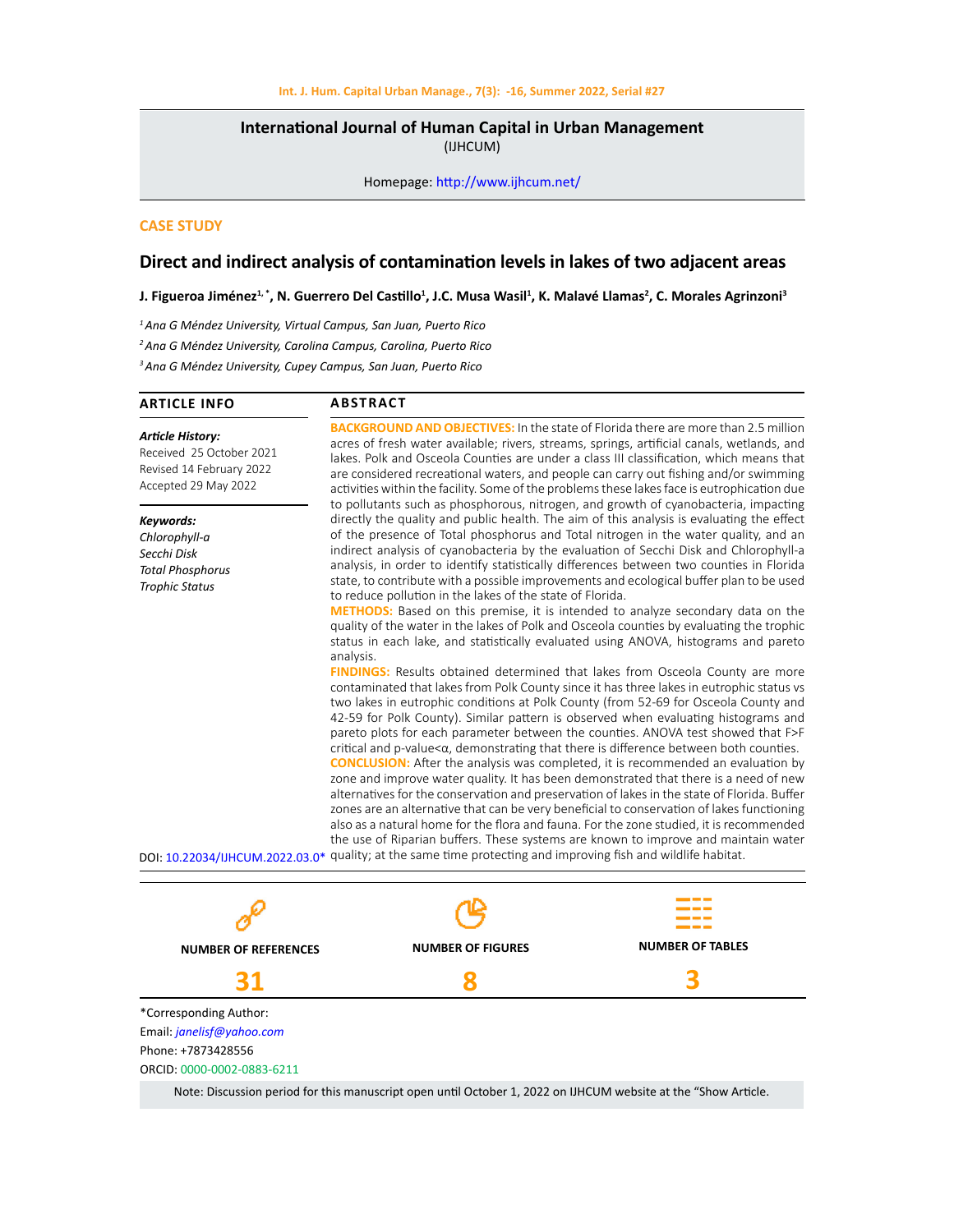**International Journal of Human Capital in Urban Management**
(IJHCUM)

Homepage: http://www.ijhcum.net/

**CASE STUDY**

# Direct and indirect analysis of contamination levels in lakes of two adjacent areas

**J. Figueroa Jiménez[1,*], N. Guerrero Del Castillo[1], J.C. Musa Wasil[1], K. Malavé Llamas[2], C. Morales Agrinzoni[3]**

[1] *Ana G Méndez University, Virtual Campus, San Juan, Puerto Rico*

[2] *Ana G Méndez University, Carolina Campus, Carolina, Puerto Rico*

[3] *Ana G Méndez University, Cupey Campus, San Juan, Puerto Rico*

## ARTICLE INFO

***Article History:***
Received 25 October 2021
Revised 14 February 2022
Accepted 29 May 2022

***Keywords:***
*Chlorophyll-a*
*Secchi Disk*
*Total Phosphorus*
*Trophic Status*

DOI: 10.22034/IJHCUM.2022.03.0*

## ABSTRACT

**BACKGROUND AND OBJECTIVES:** In the state of Florida there are more than 2.5 million acres of fresh water available; rivers, streams, springs, artificial canals, wetlands, and lakes. Polk and Osceola Counties are under a class III classification, which means that are considered recreational waters, and people can carry out fishing and/or swimming activities within the facility. Some of the problems these lakes face is eutrophication due to pollutants such as phosphorous, nitrogen, and growth of cyanobacteria, impacting directly the quality and public health. The aim of this analysis is evaluating the effect of the presence of Total phosphorus and Total nitrogen in the water quality, and an indirect analysis of cyanobacteria by the evaluation of Secchi Disk and Chlorophyll-a analysis, in order to identify statistically differences between two counties in Florida state, to contribute with a possible improvements and ecological buffer plan to be used to reduce pollution in the lakes of the state of Florida.

**METHODS:** Based on this premise, it is intended to analyze secondary data on the quality of the water in the lakes of Polk and Osceola counties by evaluating the trophic status in each lake, and statistically evaluated using ANOVA, histograms and pareto analysis.

**FINDINGS:** Results obtained determined that lakes from Osceola County are more contaminated that lakes from Polk County since it has three lakes in eutrophic status vs two lakes in eutrophic conditions at Polk County (from 52-69 for Osceola County and 42-59 for Polk County). Similar pattern is observed when evaluating histograms and pareto plots for each parameter between the counties. ANOVA test showed that F>F critical and p-value<α, demonstrating that there is difference between both counties.

**CONCLUSION:** After the analysis was completed, it is recommended an evaluation by zone and improve water quality. It has been demonstrated that there is a need of new alternatives for the conservation and preservation of lakes in the state of Florida. Buffer zones are an alternative that can be very beneficial to conservation of lakes functioning also as a natural home for the flora and fauna. For the zone studied, it is recommended the use of Riparian buffers. These systems are known to improve and maintain water quality; at the same time protecting and improving fish and wildlife habitat.

| NUMBER OF REFERENCES | NUMBER OF FIGURES | NUMBER OF TABLES |
|---|---|---|
| **31** | **8** | **3** |

*Corresponding Author:
Email: *janelisf@yahoo.com*
Phone: +7873428556
ORCID: 0000-0002-0883-6211

Note: Discussion period for this manuscript open until October 1, 2022 on IJHCUM website at the "Show Article.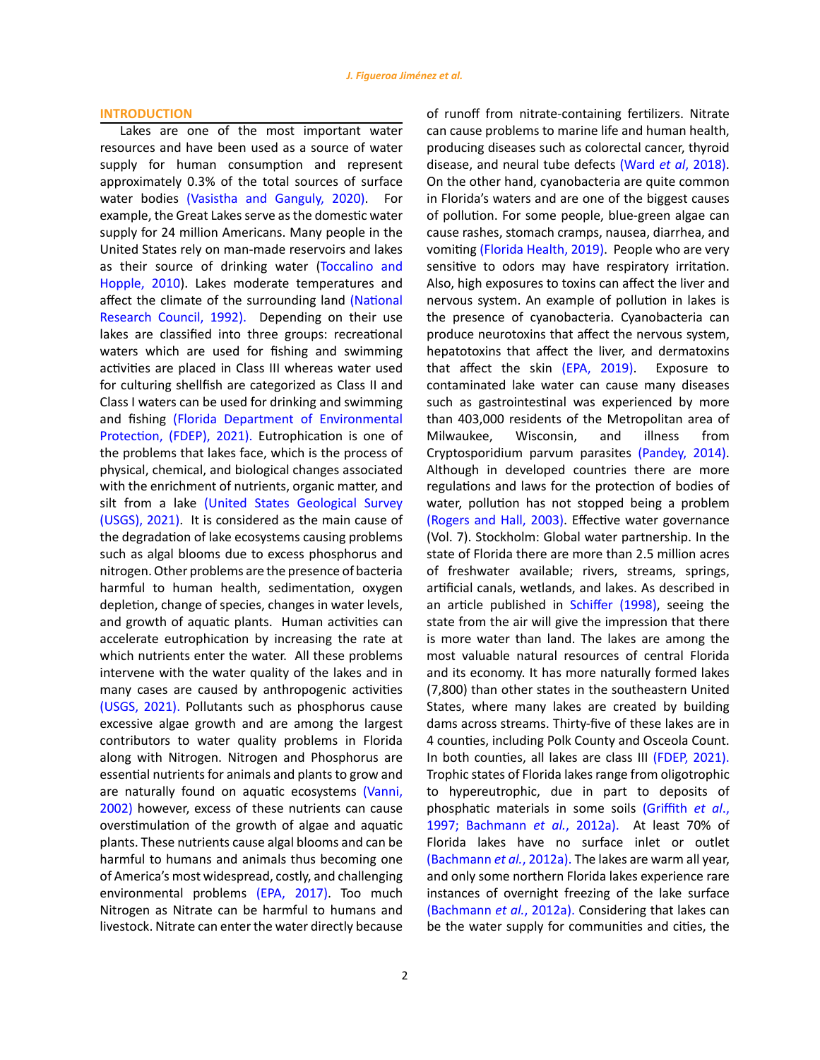## INTRODUCTION

Lakes are one of the most important water resources and have been used as a source of water supply for human consumption and represent approximately 0.3% of the total sources of surface water bodies (Vasistha and Ganguly, 2020). For example, the Great Lakes serve as the domestic water supply for 24 million Americans. Many people in the United States rely on man-made reservoirs and lakes as their source of drinking water (Toccalino and Hopple, 2010). Lakes moderate temperatures and affect the climate of the surrounding land (National Research Council, 1992). Depending on their use lakes are classified into three groups: recreational waters which are used for fishing and swimming activities are placed in Class III whereas water used for culturing shellfish are categorized as Class II and Class I waters can be used for drinking and swimming and fishing (Florida Department of Environmental Protection, (FDEP), 2021). Eutrophication is one of the problems that lakes face, which is the process of physical, chemical, and biological changes associated with the enrichment of nutrients, organic matter, and silt from a lake (United States Geological Survey (USGS), 2021). It is considered as the main cause of the degradation of lake ecosystems causing problems such as algal blooms due to excess phosphorus and nitrogen. Other problems are the presence of bacteria harmful to human health, sedimentation, oxygen depletion, change of species, changes in water levels, and growth of aquatic plants. Human activities can accelerate eutrophication by increasing the rate at which nutrients enter the water. All these problems intervene with the water quality of the lakes and in many cases are caused by anthropogenic activities (USGS, 2021). Pollutants such as phosphorus cause excessive algae growth and are among the largest contributors to water quality problems in Florida along with Nitrogen. Nitrogen and Phosphorus are essential nutrients for animals and plants to grow and are naturally found on aquatic ecosystems (Vanni, 2002) however, excess of these nutrients can cause overstimulation of the growth of algae and aquatic plants. These nutrients cause algal blooms and can be harmful to humans and animals thus becoming one of America's most widespread, costly, and challenging environmental problems (EPA, 2017). Too much Nitrogen as Nitrate can be harmful to humans and livestock. Nitrate can enter the water directly because of runoff from nitrate-containing fertilizers. Nitrate can cause problems to marine life and human health, producing diseases such as colorectal cancer, thyroid disease, and neural tube defects (Ward *et al*, 2018). On the other hand, cyanobacteria are quite common in Florida's waters and are one of the biggest causes of pollution. For some people, blue-green algae can cause rashes, stomach cramps, nausea, diarrhea, and vomiting (Florida Health, 2019). People who are very sensitive to odors may have respiratory irritation. Also, high exposures to toxins can affect the liver and nervous system. An example of pollution in lakes is the presence of cyanobacteria. Cyanobacteria can produce neurotoxins that affect the nervous system, hepatotoxins that affect the liver, and dermatoxins that affect the skin (EPA, 2019). Exposure to contaminated lake water can cause many diseases such as gastrointestinal was experienced by more than 403,000 residents of the Metropolitan area of Milwaukee, Wisconsin, and illness from Cryptosporidium parvum parasites (Pandey, 2014). Although in developed countries there are more regulations and laws for the protection of bodies of water, pollution has not stopped being a problem (Rogers and Hall, 2003). Effective water governance (Vol. 7). Stockholm: Global water partnership. In the state of Florida there are more than 2.5 million acres of freshwater available; rivers, streams, springs, artificial canals, wetlands, and lakes. As described in an article published in Schiffer (1998), seeing the state from the air will give the impression that there is more water than land. The lakes are among the most valuable natural resources of central Florida and its economy. It has more naturally formed lakes (7,800) than other states in the southeastern United States, where many lakes are created by building dams across streams. Thirty-five of these lakes are in 4 counties, including Polk County and Osceola Count. In both counties, all lakes are class III (FDEP, 2021). Trophic states of Florida lakes range from oligotrophic to hypereutrophic, due in part to deposits of phosphatic materials in some soils (Griffith *et al.*, 1997; Bachmann *et al.*, 2012a). At least 70% of Florida lakes have no surface inlet or outlet (Bachmann *et al.*, 2012a). The lakes are warm all year, and only some northern Florida lakes experience rare instances of overnight freezing of the lake surface (Bachmann *et al.*, 2012a). Considering that lakes can be the water supply for communities and cities, the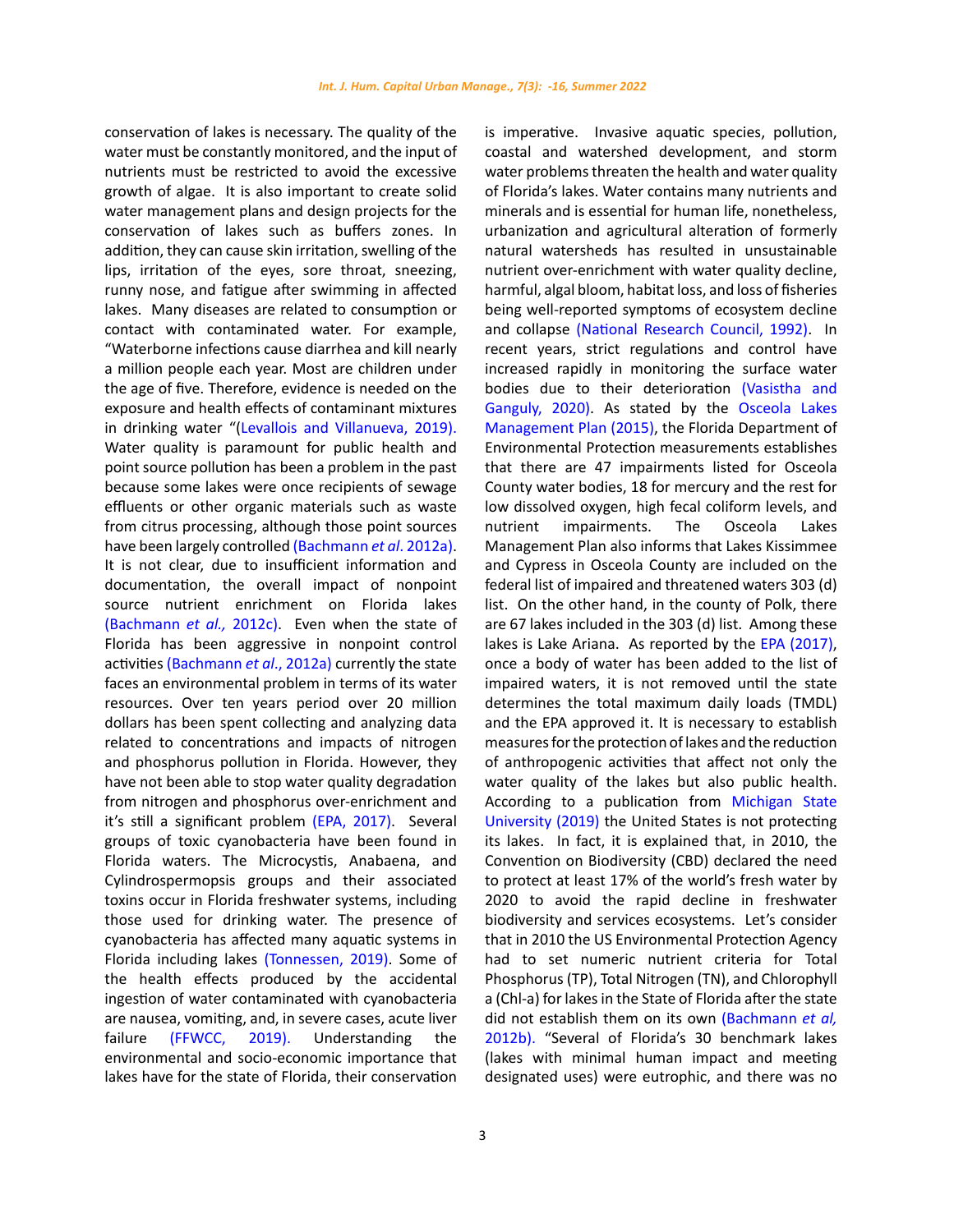conservation of lakes is necessary. The quality of the water must be constantly monitored, and the input of nutrients must be restricted to avoid the excessive growth of algae. It is also important to create solid water management plans and design projects for the conservation of lakes such as buffers zones. In addition, they can cause skin irritation, swelling of the lips, irritation of the eyes, sore throat, sneezing, runny nose, and fatigue after swimming in affected lakes. Many diseases are related to consumption or contact with contaminated water. For example, "Waterborne infections cause diarrhea and kill nearly a million people each year. Most are children under the age of five. Therefore, evidence is needed on the exposure and health effects of contaminant mixtures in drinking water "(Levallois and Villanueva, 2019). Water quality is paramount for public health and point source pollution has been a problem in the past because some lakes were once recipients of sewage effluents or other organic materials such as waste from citrus processing, although those point sources have been largely controlled (Bachmann *et al*. 2012a). It is not clear, due to insufficient information and documentation, the overall impact of nonpoint source nutrient enrichment on Florida lakes (Bachmann *et al.,* 2012c). Even when the state of Florida has been aggressive in nonpoint control activities (Bachmann *et al*., 2012a) currently the state faces an environmental problem in terms of its water resources. Over ten years period over 20 million dollars has been spent collecting and analyzing data related to concentrations and impacts of nitrogen and phosphorus pollution in Florida. However, they have not been able to stop water quality degradation from nitrogen and phosphorus over-enrichment and it's still a significant problem (EPA, 2017). Several groups of toxic cyanobacteria have been found in Florida waters. The Microcystis, Anabaena, and Cylindrospermopsis groups and their associated toxins occur in Florida freshwater systems, including those used for drinking water. The presence of cyanobacteria has affected many aquatic systems in Florida including lakes (Tonnessen, 2019). Some of the health effects produced by the accidental ingestion of water contaminated with cyanobacteria are nausea, vomiting, and, in severe cases, acute liver failure (FFWCC, 2019). Understanding the environmental and socio-economic importance that lakes have for the state of Florida, their conservation is imperative. Invasive aquatic species, pollution, coastal and watershed development, and storm water problems threaten the health and water quality of Florida's lakes. Water contains many nutrients and minerals and is essential for human life, nonetheless, urbanization and agricultural alteration of formerly natural watersheds has resulted in unsustainable nutrient over-enrichment with water quality decline, harmful, algal bloom, habitat loss, and loss of fisheries being well-reported symptoms of ecosystem decline and collapse (National Research Council, 1992). In recent years, strict regulations and control have increased rapidly in monitoring the surface water bodies due to their deterioration (Vasistha and Ganguly, 2020). As stated by the Osceola Lakes Management Plan (2015), the Florida Department of Environmental Protection measurements establishes that there are 47 impairments listed for Osceola County water bodies, 18 for mercury and the rest for low dissolved oxygen, high fecal coliform levels, and nutrient impairments. The Osceola Lakes Management Plan also informs that Lakes Kissimmee and Cypress in Osceola County are included on the federal list of impaired and threatened waters 303 (d) list. On the other hand, in the county of Polk, there are 67 lakes included in the 303 (d) list. Among these lakes is Lake Ariana. As reported by the EPA (2017), once a body of water has been added to the list of impaired waters, it is not removed until the state determines the total maximum daily loads (TMDL) and the EPA approved it. It is necessary to establish measures for the protection of lakes and the reduction of anthropogenic activities that affect not only the water quality of the lakes but also public health. According to a publication from Michigan State University (2019) the United States is not protecting its lakes. In fact, it is explained that, in 2010, the Convention on Biodiversity (CBD) declared the need to protect at least 17% of the world's fresh water by 2020 to avoid the rapid decline in freshwater biodiversity and services ecosystems. Let's consider that in 2010 the US Environmental Protection Agency had to set numeric nutrient criteria for Total Phosphorus (TP), Total Nitrogen (TN), and Chlorophyll a (Chl-a) for lakes in the State of Florida after the state did not establish them on its own (Bachmann *et al,* 2012b). "Several of Florida's 30 benchmark lakes (lakes with minimal human impact and meeting designated uses) were eutrophic, and there was no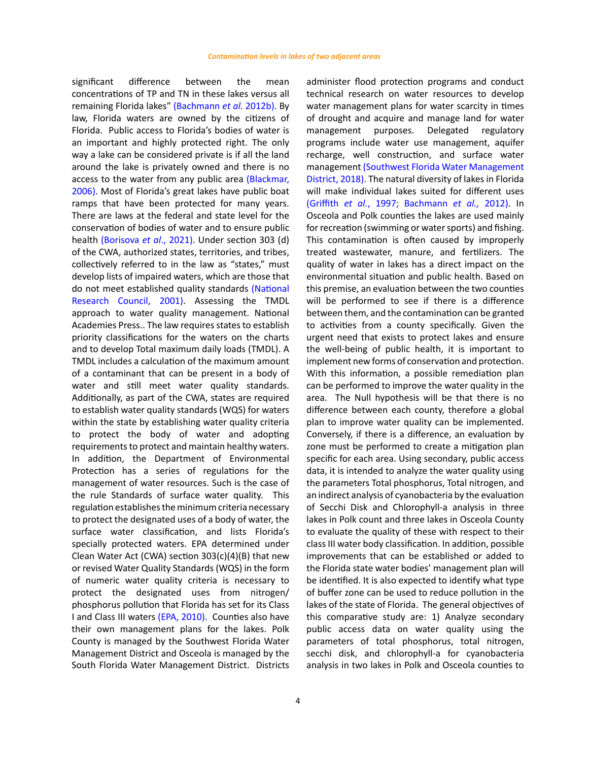significant difference between the mean concentrations of TP and TN in these lakes versus all remaining Florida lakes" (Bachmann *et al.* 2012b). By law, Florida waters are owned by the citizens of Florida. Public access to Florida's bodies of water is an important and highly protected right. The only way a lake can be considered private is if all the land around the lake is privately owned and there is no access to the water from any public area (Blackmar, 2006). Most of Florida's great lakes have public boat ramps that have been protected for many years. There are laws at the federal and state level for the conservation of bodies of water and to ensure public health (Borisova *et al*., 2021). Under section 303 (d) of the CWA, authorized states, territories, and tribes, collectively referred to in the law as "states," must develop lists of impaired waters, which are those that do not meet established quality standards (National Research Council, 2001). Assessing the TMDL approach to water quality management. National Academies Press.. The law requires states to establish priority classifications for the waters on the charts and to develop Total maximum daily loads (TMDL). A TMDL includes a calculation of the maximum amount of a contaminant that can be present in a body of water and still meet water quality standards. Additionally, as part of the CWA, states are required to establish water quality standards (WQS) for waters within the state by establishing water quality criteria to protect the body of water and adopting requirements to protect and maintain healthy waters. In addition, the Department of Environmental Protection has a series of regulations for the management of water resources. Such is the case of the rule Standards of surface water quality. This regulation establishes the minimum criteria necessary to protect the designated uses of a body of water, the surface water classification, and lists Florida's specially protected waters. EPA determined under Clean Water Act (CWA) section 303(c)(4)(B) that new or revised Water Quality Standards (WQS) in the form of numeric water quality criteria is necessary to protect the designated uses from nitrogen/phosphorus pollution that Florida has set for its Class I and Class III waters (EPA, 2010). Counties also have their own management plans for the lakes. Polk County is managed by the Southwest Florida Water Management District and Osceola is managed by the South Florida Water Management District. Districts administer flood protection programs and conduct technical research on water resources to develop water management plans for water scarcity in times of drought and acquire and manage land for water management purposes. Delegated regulatory programs include water use management, aquifer recharge, well construction, and surface water management (Southwest Florida Water Management District, 2018). The natural diversity of lakes in Florida will make individual lakes suited for different uses (Griffith *et al.*, 1997; Bachmann *et al.,* 2012). In Osceola and Polk counties the lakes are used mainly for recreation (swimming or water sports) and fishing. This contamination is often caused by improperly treated wastewater, manure, and fertilizers. The quality of water in lakes has a direct impact on the environmental situation and public health. Based on this premise, an evaluation between the two counties will be performed to see if there is a difference between them, and the contamination can be granted to activities from a county specifically. Given the urgent need that exists to protect lakes and ensure the well-being of public health, it is important to implement new forms of conservation and protection. With this information, a possible remediation plan can be performed to improve the water quality in the area. The Null hypothesis will be that there is no difference between each county, therefore a global plan to improve water quality can be implemented. Conversely, if there is a difference, an evaluation by zone must be performed to create a mitigation plan specific for each area. Using secondary, public access data, it is intended to analyze the water quality using the parameters Total phosphorus, Total nitrogen, and an indirect analysis of cyanobacteria by the evaluation of Secchi Disk and Chlorophyll-a analysis in three lakes in Polk count and three lakes in Osceola County to evaluate the quality of these with respect to their class III water body classification. In addition, possible improvements that can be established or added to the Florida state water bodies' management plan will be identified. It is also expected to identify what type of buffer zone can be used to reduce pollution in the lakes of the state of Florida. The general objectives of this comparative study are: 1) Analyze secondary public access data on water quality using the parameters of total phosphorus, total nitrogen, secchi disk, and chlorophyll-a for cyanobacteria analysis in two lakes in Polk and Osceola counties to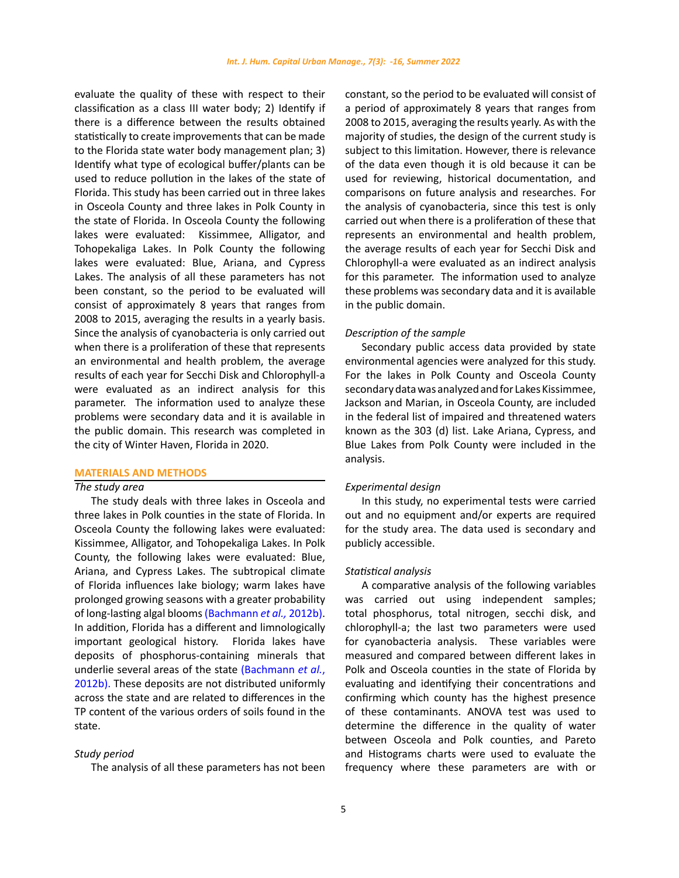evaluate the quality of these with respect to their classification as a class III water body; 2) Identify if there is a difference between the results obtained statistically to create improvements that can be made to the Florida state water body management plan; 3) Identify what type of ecological buffer/plants can be used to reduce pollution in the lakes of the state of Florida. This study has been carried out in three lakes in Osceola County and three lakes in Polk County in the state of Florida. In Osceola County the following lakes were evaluated: Kissimmee, Alligator, and Tohopekaliga Lakes. In Polk County the following lakes were evaluated: Blue, Ariana, and Cypress Lakes. The analysis of all these parameters has not been constant, so the period to be evaluated will consist of approximately 8 years that ranges from 2008 to 2015, averaging the results in a yearly basis. Since the analysis of cyanobacteria is only carried out when there is a proliferation of these that represents an environmental and health problem, the average results of each year for Secchi Disk and Chlorophyll-a were evaluated as an indirect analysis for this parameter. The information used to analyze these problems were secondary data and it is available in the public domain. This research was completed in the city of Winter Haven, Florida in 2020.

## MATERIALS AND METHODS

### *The study area*

The study deals with three lakes in Osceola and three lakes in Polk counties in the state of Florida. In Osceola County the following lakes were evaluated: Kissimmee, Alligator, and Tohopekaliga Lakes. In Polk County, the following lakes were evaluated: Blue, Ariana, and Cypress Lakes. The subtropical climate of Florida influences lake biology; warm lakes have prolonged growing seasons with a greater probability of long-lasting algal blooms (Bachmann *et al.,* 2012b). In addition, Florida has a different and limnologically important geological history. Florida lakes have deposits of phosphorus-containing minerals that underlie several areas of the state (Bachmann *et al.,* 2012b). These deposits are not distributed uniformly across the state and are related to differences in the TP content of the various orders of soils found in the state.

### *Study period*

The analysis of all these parameters has not been constant, so the period to be evaluated will consist of a period of approximately 8 years that ranges from 2008 to 2015, averaging the results yearly. As with the majority of studies, the design of the current study is subject to this limitation. However, there is relevance of the data even though it is old because it can be used for reviewing, historical documentation, and comparisons on future analysis and researches. For the analysis of cyanobacteria, since this test is only carried out when there is a proliferation of these that represents an environmental and health problem, the average results of each year for Secchi Disk and Chlorophyll-a were evaluated as an indirect analysis for this parameter. The information used to analyze these problems was secondary data and it is available in the public domain.

### *Description of the sample*

Secondary public access data provided by state environmental agencies were analyzed for this study. For the lakes in Polk County and Osceola County secondary data was analyzed and for Lakes Kissimmee, Jackson and Marian, in Osceola County, are included in the federal list of impaired and threatened waters known as the 303 (d) list. Lake Ariana, Cypress, and Blue Lakes from Polk County were included in the analysis.

### *Experimental design*

In this study, no experimental tests were carried out and no equipment and/or experts are required for the study area. The data used is secondary and publicly accessible.

### *Statistical analysis*

A comparative analysis of the following variables was carried out using independent samples; total phosphorus, total nitrogen, secchi disk, and chlorophyll-a; the last two parameters were used for cyanobacteria analysis. These variables were measured and compared between different lakes in Polk and Osceola counties in the state of Florida by evaluating and identifying their concentrations and confirming which county has the highest presence of these contaminants. ANOVA test was used to determine the difference in the quality of water between Osceola and Polk counties, and Pareto and Histograms charts were used to evaluate the frequency where these parameters are with or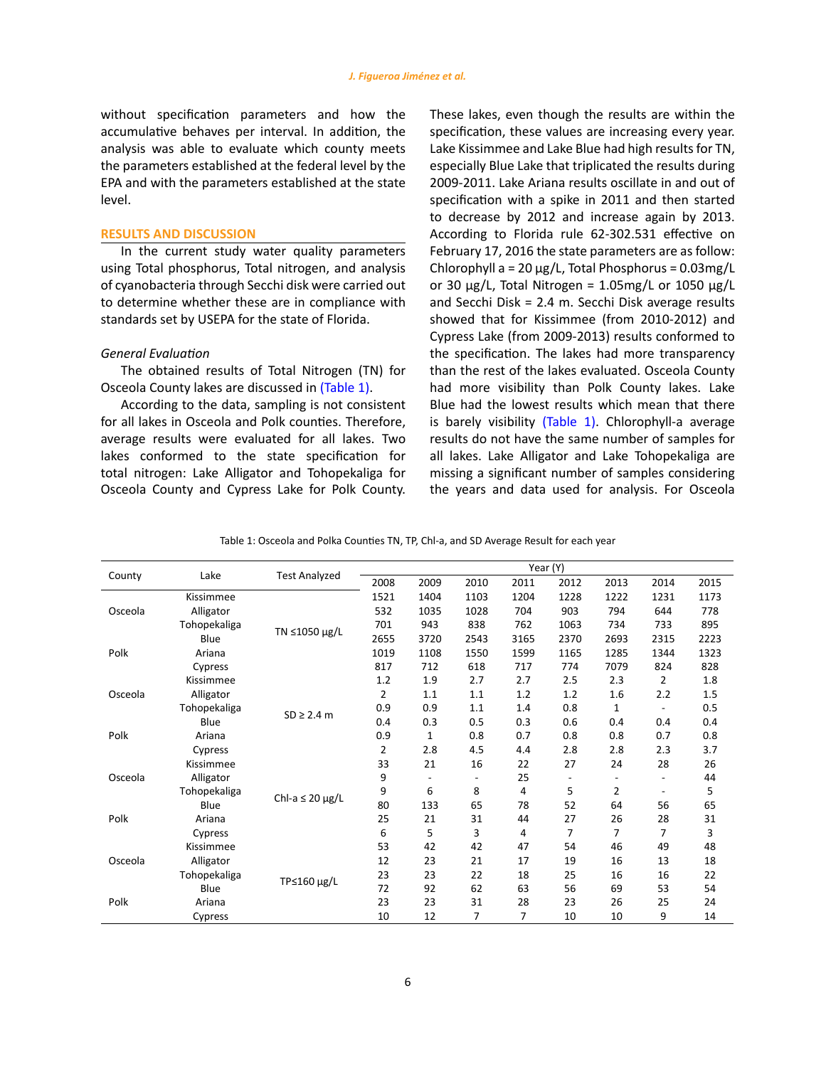without specification parameters and how the accumulative behaves per interval. In addition, the analysis was able to evaluate which county meets the parameters established at the federal level by the EPA and with the parameters established at the state level.

## RESULTS AND DISCUSSION

In the current study water quality parameters using Total phosphorus, Total nitrogen, and analysis of cyanobacteria through Secchi disk were carried out to determine whether these are in compliance with standards set by USEPA for the state of Florida.

### *General Evaluation*

The obtained results of Total Nitrogen (TN) for Osceola County lakes are discussed in (Table 1).

According to the data, sampling is not consistent for all lakes in Osceola and Polk counties. Therefore, average results were evaluated for all lakes. Two lakes conformed to the state specification for total nitrogen: Lake Alligator and Tohopekaliga for Osceola County and Cypress Lake for Polk County. These lakes, even though the results are within the specification, these values are increasing every year. Lake Kissimmee and Lake Blue had high results for TN, especially Blue Lake that triplicated the results during 2009-2011. Lake Ariana results oscillate in and out of specification with a spike in 2011 and then started to decrease by 2012 and increase again by 2013. According to Florida rule 62-302.531 effective on February 17, 2016 the state parameters are as follow: Chlorophyll a = 20 μg/L, Total Phosphorus = 0.03mg/L or 30 μg/L, Total Nitrogen = 1.05mg/L or 1050 μg/L and Secchi Disk = 2.4 m. Secchi Disk average results showed that for Kissimmee (from 2010-2012) and Cypress Lake (from 2009-2013) results conformed to the specification. The lakes had more transparency than the rest of the lakes evaluated. Osceola County had more visibility than Polk County lakes. Lake Blue had the lowest results which mean that there is barely visibility (Table 1). Chlorophyll-a average results do not have the same number of samples for all lakes. Lake Alligator and Lake Tohopekaliga are missing a significant number of samples considering the years and data used for analysis. For Osceola

Table 1: Osceola and Polka Counties TN, TP, Chl-a, and SD Average Result for each year

| County | Lake | Test Analyzed | Year (Y) | | | | | | | |
|---|---|---|---|---|---|---|---|---|---|---|
| | | | 2008 | 2009 | 2010 | 2011 | 2012 | 2013 | 2014 | 2015 |
| Osceola | Kissimmee | TN ≤1050 μg/L | 1521 | 1404 | 1103 | 1204 | 1228 | 1222 | 1231 | 1173 |
| | Alligator | | 532 | 1035 | 1028 | 704 | 903 | 794 | 644 | 778 |
| | Tohopekaliga | | 701 | 943 | 838 | 762 | 1063 | 734 | 733 | 895 |
| Polk | Blue | | 2655 | 3720 | 2543 | 3165 | 2370 | 2693 | 2315 | 2223 |
| | Ariana | | 1019 | 1108 | 1550 | 1599 | 1165 | 1285 | 1344 | 1323 |
| | Cypress | | 817 | 712 | 618 | 717 | 774 | 7079 | 824 | 828 |
| Osceola | Kissimmee | SD ≥ 2.4 m | 1.2 | 1.9 | 2.7 | 2.7 | 2.5 | 2.3 | 2 | 1.8 |
| | Alligator | | 2 | 1.1 | 1.1 | 1.2 | 1.2 | 1.6 | 2.2 | 1.5 |
| | Tohopekaliga | | 0.9 | 0.9 | 1.1 | 1.4 | 0.8 | 1 | - | 0.5 |
| Polk | Blue | | 0.4 | 0.3 | 0.5 | 0.3 | 0.6 | 0.4 | 0.4 | 0.4 |
| | Ariana | | 0.9 | 1 | 0.8 | 0.7 | 0.8 | 0.8 | 0.7 | 0.8 |
| | Cypress | | 2 | 2.8 | 4.5 | 4.4 | 2.8 | 2.8 | 2.3 | 3.7 |
| Osceola | Kissimmee | Chl-a ≤ 20 μg/L | 33 | 21 | 16 | 22 | 27 | 24 | 28 | 26 |
| | Alligator | | 9 | - | - | 25 | - | - | - | 44 |
| | Tohopekaliga | | 9 | 6 | 8 | 4 | 5 | 2 | - | 5 |
| Polk | Blue | | 80 | 133 | 65 | 78 | 52 | 64 | 56 | 65 |
| | Ariana | | 25 | 21 | 31 | 44 | 27 | 26 | 28 | 31 |
| | Cypress | | 6 | 5 | 3 | 4 | 7 | 7 | 7 | 3 |
| Osceola | Kissimmee | TP≤160 μg/L | 53 | 42 | 42 | 47 | 54 | 46 | 49 | 48 |
| | Alligator | | 12 | 23 | 21 | 17 | 19 | 16 | 13 | 18 |
| | Tohopekaliga | | 23 | 23 | 22 | 18 | 25 | 16 | 16 | 22 |
| Polk | Blue | | 72 | 92 | 62 | 63 | 56 | 69 | 53 | 54 |
| | Ariana | | 23 | 23 | 31 | 28 | 23 | 26 | 25 | 24 |
| | Cypress | | 10 | 12 | 7 | 7 | 10 | 10 | 9 | 14 |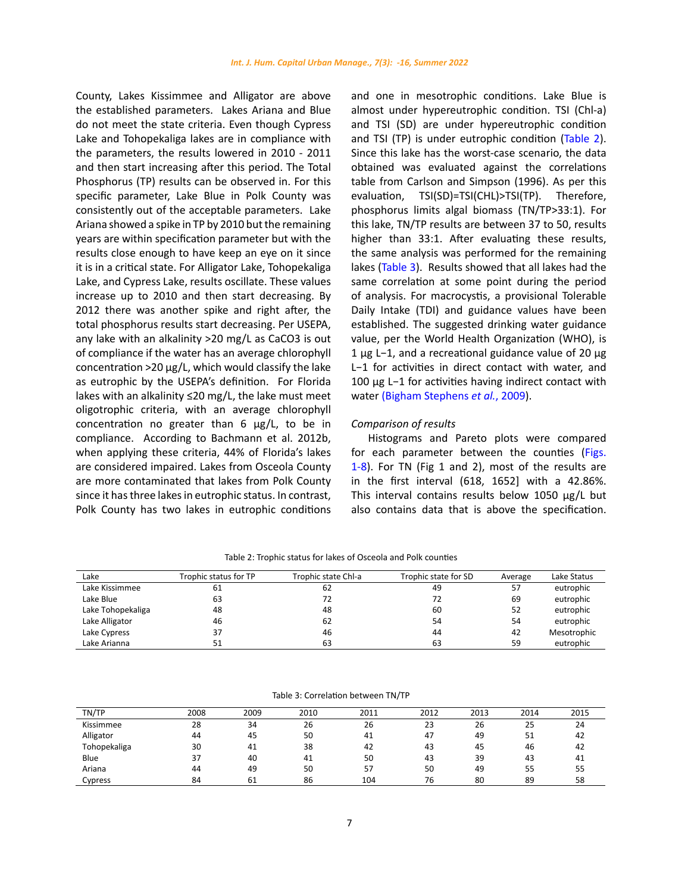County, Lakes Kissimmee and Alligator are above the established parameters. Lakes Ariana and Blue do not meet the state criteria. Even though Cypress Lake and Tohopekaliga lakes are in compliance with the parameters, the results lowered in 2010 - 2011 and then start increasing after this period. The Total Phosphorus (TP) results can be observed in. For this specific parameter, Lake Blue in Polk County was consistently out of the acceptable parameters. Lake Ariana showed a spike in TP by 2010 but the remaining years are within specification parameter but with the results close enough to have keep an eye on it since it is in a critical state. For Alligator Lake, Tohopekaliga Lake, and Cypress Lake, results oscillate. These values increase up to 2010 and then start decreasing. By 2012 there was another spike and right after, the total phosphorus results start decreasing. Per USEPA, any lake with an alkalinity >20 mg/L as $CaCO_3$ is out of compliance if the water has an average chlorophyll concentration >20 µg/L, which would classify the lake as eutrophic by the USEPA's definition. For Florida lakes with an alkalinity ≤20 mg/L, the lake must meet oligotrophic criteria, with an average chlorophyll concentration no greater than 6 µg/L, to be in compliance. According to Bachmann et al. 2012b, when applying these criteria, 44% of Florida's lakes are considered impaired. Lakes from Osceola County are more contaminated that lakes from Polk County since it has three lakes in eutrophic status. In contrast, Polk County has two lakes in eutrophic conditions and one in mesotrophic conditions. Lake Blue is almost under hypereutrophic condition. TSI (Chl-a) and TSI (SD) are under hypereutrophic condition and TSI (TP) is under eutrophic condition (Table 2). Since this lake has the worst-case scenario, the data obtained was evaluated against the correlations table from Carlson and Simpson (1996). As per this evaluation, TSI(SD)=TSI(CHL)>TSI(TP). Therefore, phosphorus limits algal biomass (TN/TP>33:1). For this lake, TN/TP results are between 37 to 50, results higher than 33:1. After evaluating these results, the same analysis was performed for the remaining lakes (Table 3). Results showed that all lakes had the same correlation at some point during the period of analysis. For macrocystis, a provisional Tolerable Daily Intake (TDI) and guidance values have been established. The suggested drinking water guidance value, per the World Health Organization (WHO), is 1 µg $L^{-1}$, and a recreational guidance value of 20 µg $L^{-1}$ for activities in direct contact with water, and 100 µg $L^{-1}$ for activities having indirect contact with water (Bigham Stephens *et al.*, 2009).

*Comparison of results*

Histograms and Pareto plots were compared for each parameter between the counties (Figs. 1-8). For TN (Fig 1 and 2), most of the results are in the first interval (618, 1652] with a 42.86%. This interval contains results below 1050 µg/L but also contains data that is above the specification.

Table 2: Trophic status for lakes of Osceola and Polk counties

| Lake | Trophic status for TP | Trophic state Chl-a | Trophic state for SD | Average | Lake Status |
|---|---|---|---|---|---|
| Lake Kissimmee | 61 | 62 | 49 | 57 | eutrophic |
| Lake Blue | 63 | 72 | 72 | 69 | eutrophic |
| Lake Tohopekaliga | 48 | 48 | 60 | 52 | eutrophic |
| Lake Alligator | 46 | 62 | 54 | 54 | eutrophic |
| Lake Cypress | 37 | 46 | 44 | 42 | Mesotrophic |
| Lake Arianna | 51 | 63 | 63 | 59 | eutrophic |

Table 3: Correlation between TN/TP

| TN/TP | 2008 | 2009 | 2010 | 2011 | 2012 | 2013 | 2014 | 2015 |
|---|---|---|---|---|---|---|---|---|
| Kissimmee | 28 | 34 | 26 | 26 | 23 | 26 | 25 | 24 |
| Alligator | 44 | 45 | 50 | 41 | 47 | 49 | 51 | 42 |
| Tohopekaliga | 30 | 41 | 38 | 42 | 43 | 45 | 46 | 42 |
| Blue | 37 | 40 | 41 | 50 | 43 | 39 | 43 | 41 |
| Ariana | 44 | 49 | 50 | 57 | 50 | 49 | 55 | 55 |
| Cypress | 84 | 61 | 86 | 104 | 76 | 80 | 89 | 58 |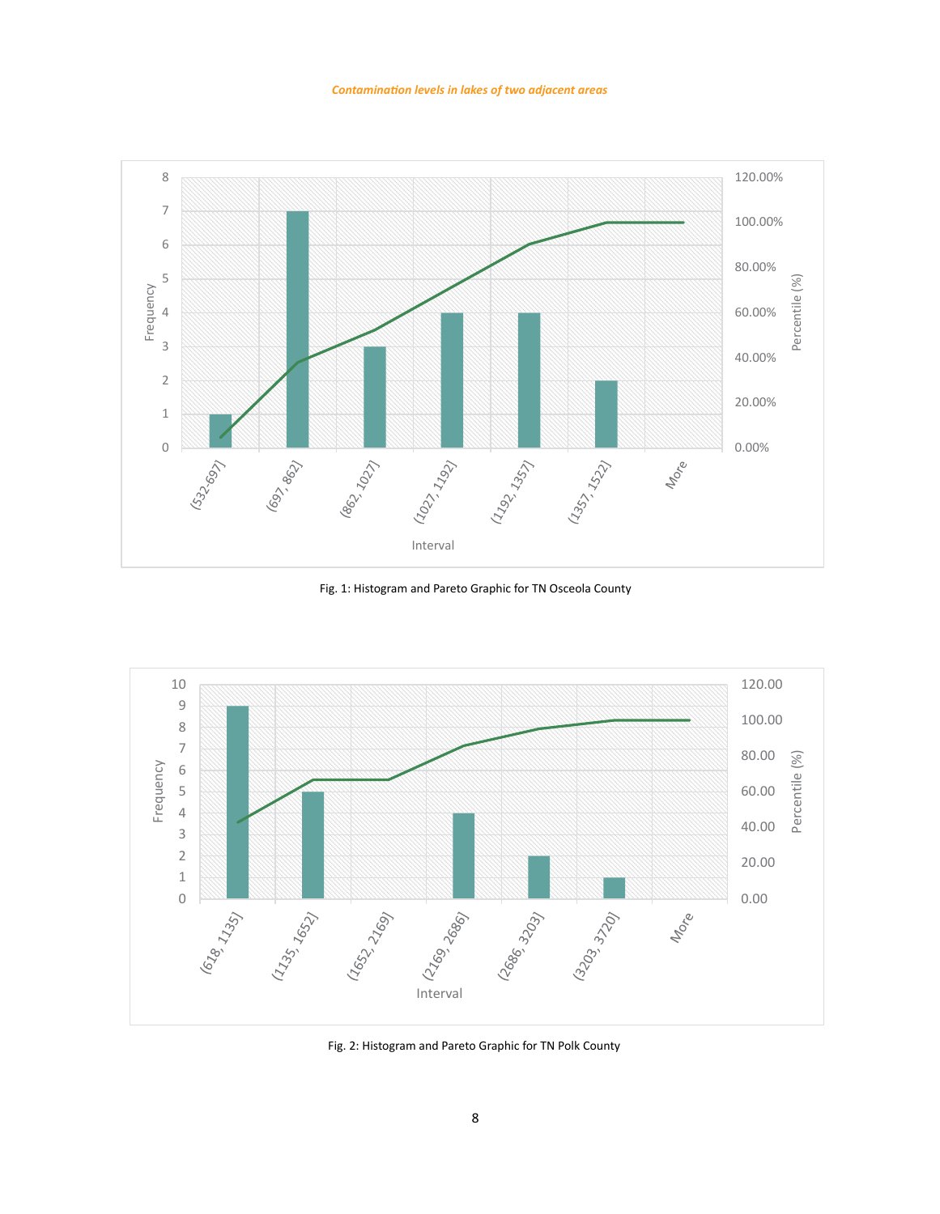*Contamination levels in lakes of two adjacent areas*

Fig. 1: Histogram and Pareto Graphic for TN Osceola County

Fig. 2: Histogram and Pareto Graphic for TN Polk County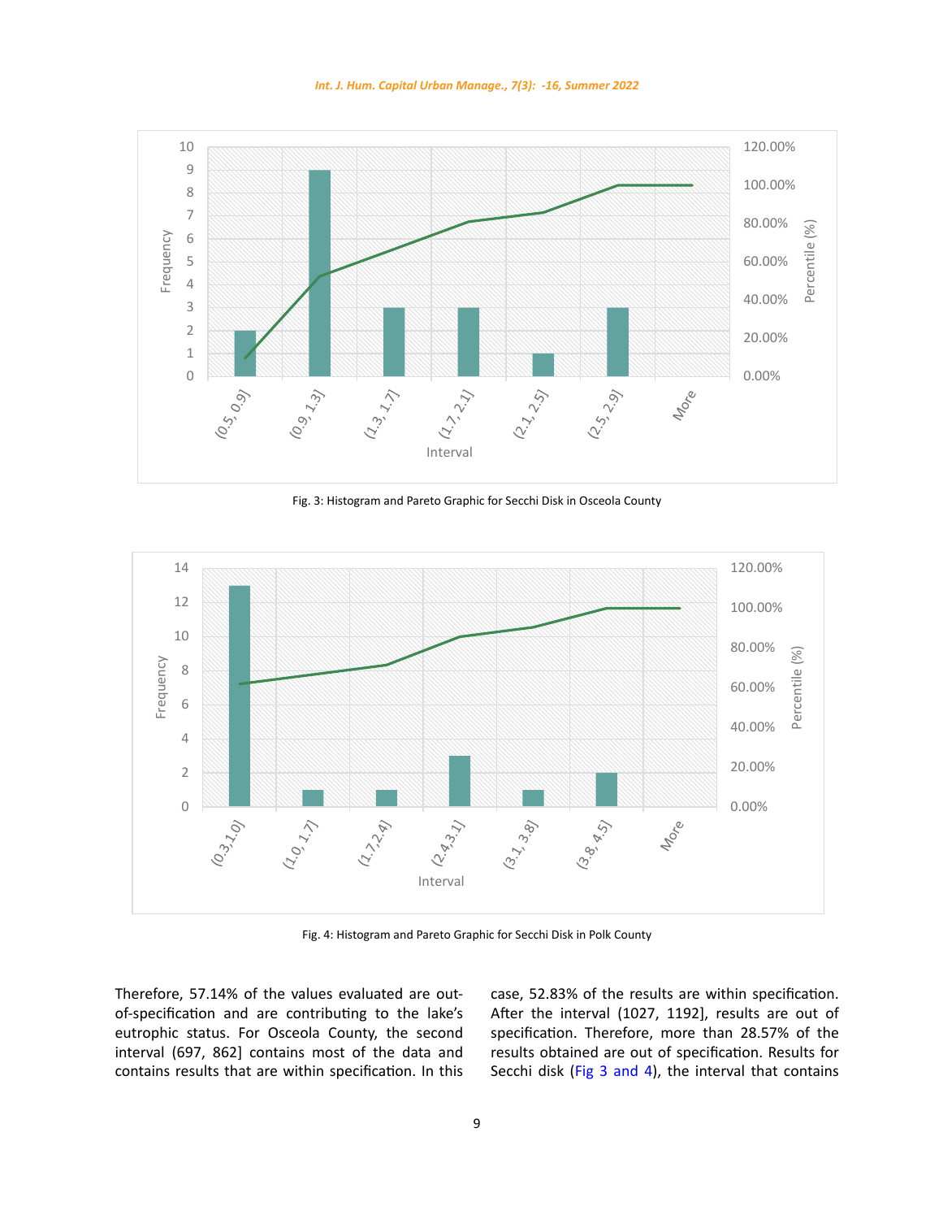Fig. 3: Histogram and Pareto Graphic for Secchi Disk in Osceola County

Fig. 4: Histogram and Pareto Graphic for Secchi Disk in Polk County

Therefore, 57.14% of the values evaluated are out-of-specification and are contributing to the lake's eutrophic status. For Osceola County, the second interval (697, 862] contains most of the data and contains results that are within specification. In this case, 52.83% of the results are within specification. After the interval (1027, 1192], results are out of specification. Therefore, more than 28.57% of the results obtained are out of specification. Results for Secchi disk (Fig 3 and 4), the interval that contains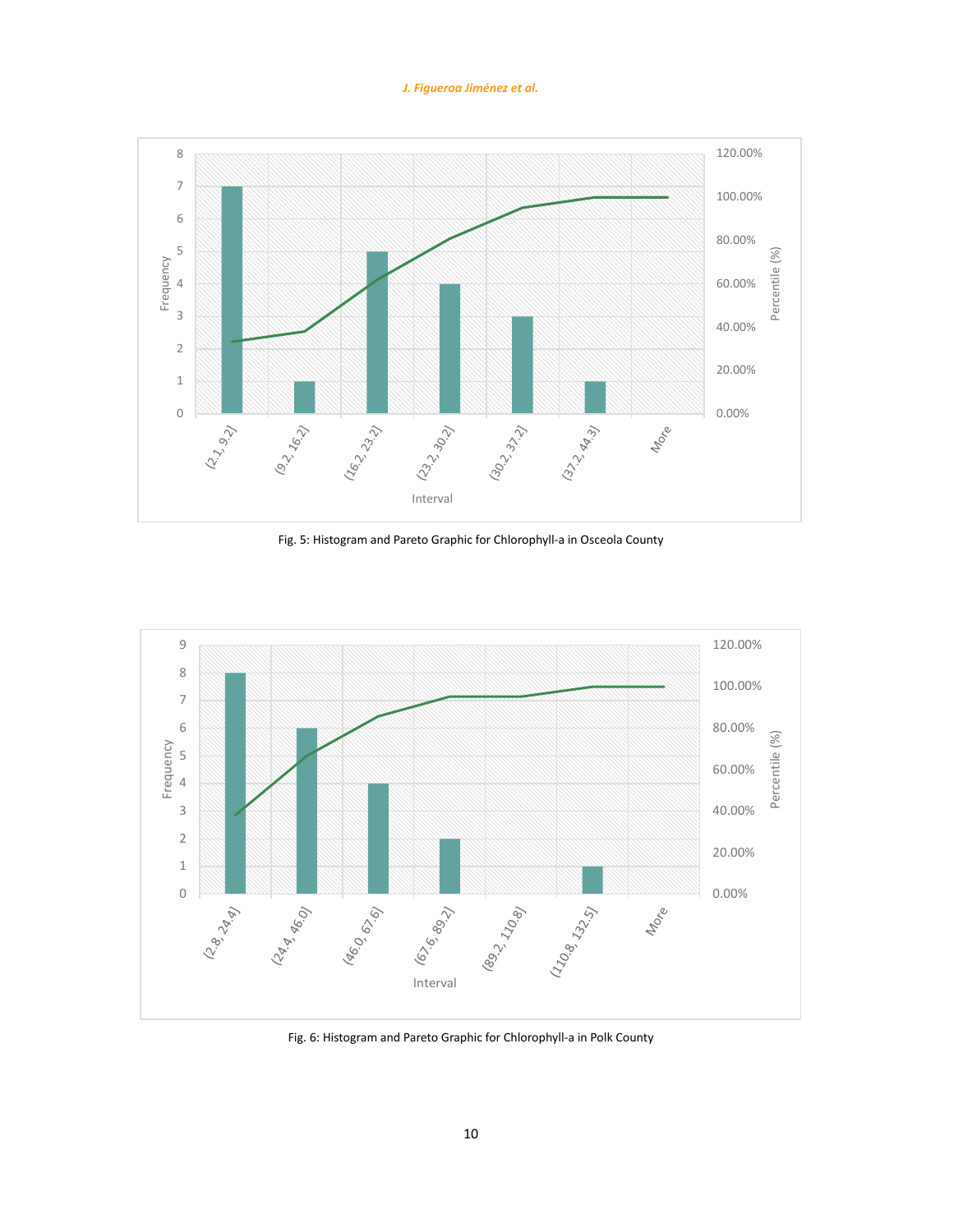Fig. 5: Histogram and Pareto Graphic for Chlorophyll-a in Osceola County

Fig. 6: Histogram and Pareto Graphic for Chlorophyll-a in Polk County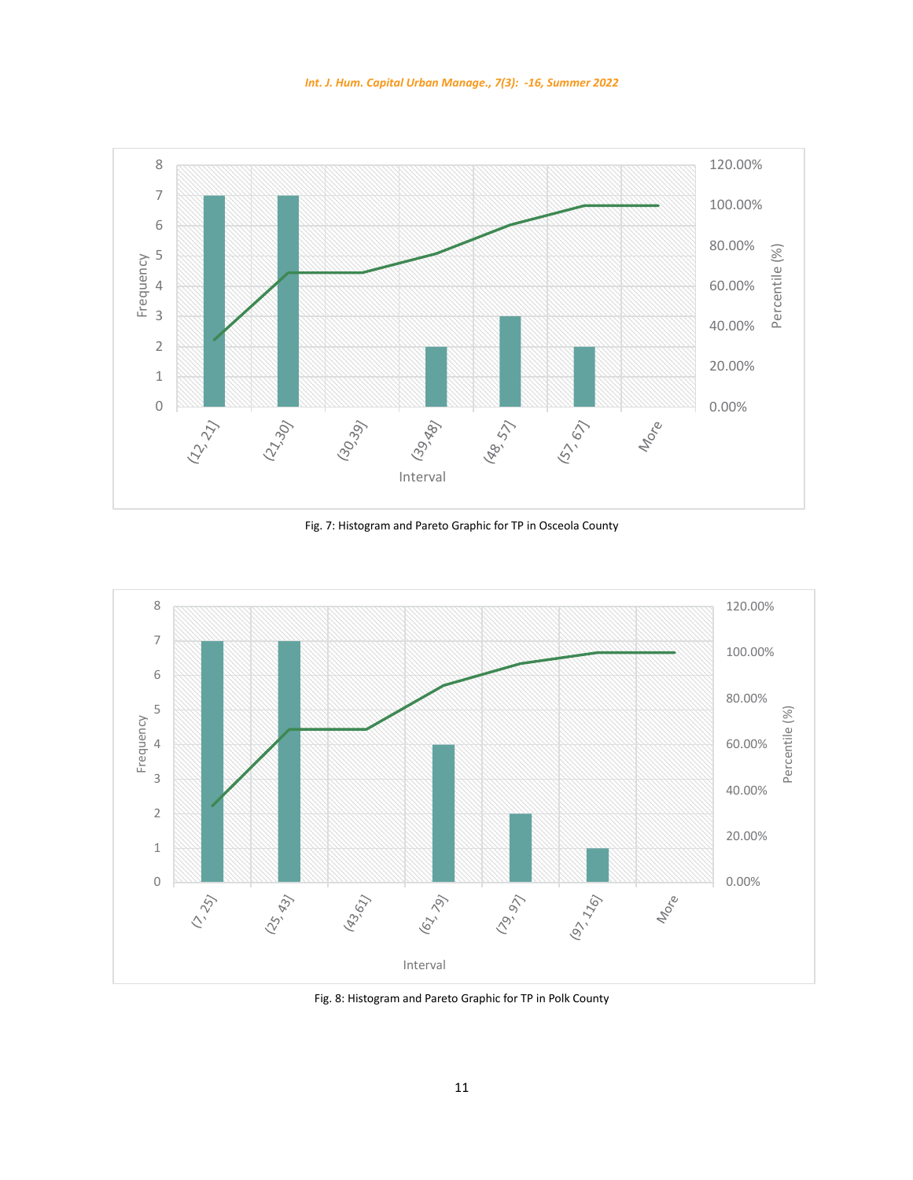Fig. 7: Histogram and Pareto Graphic for TP in Osceola County

Fig. 8: Histogram and Pareto Graphic for TP in Polk County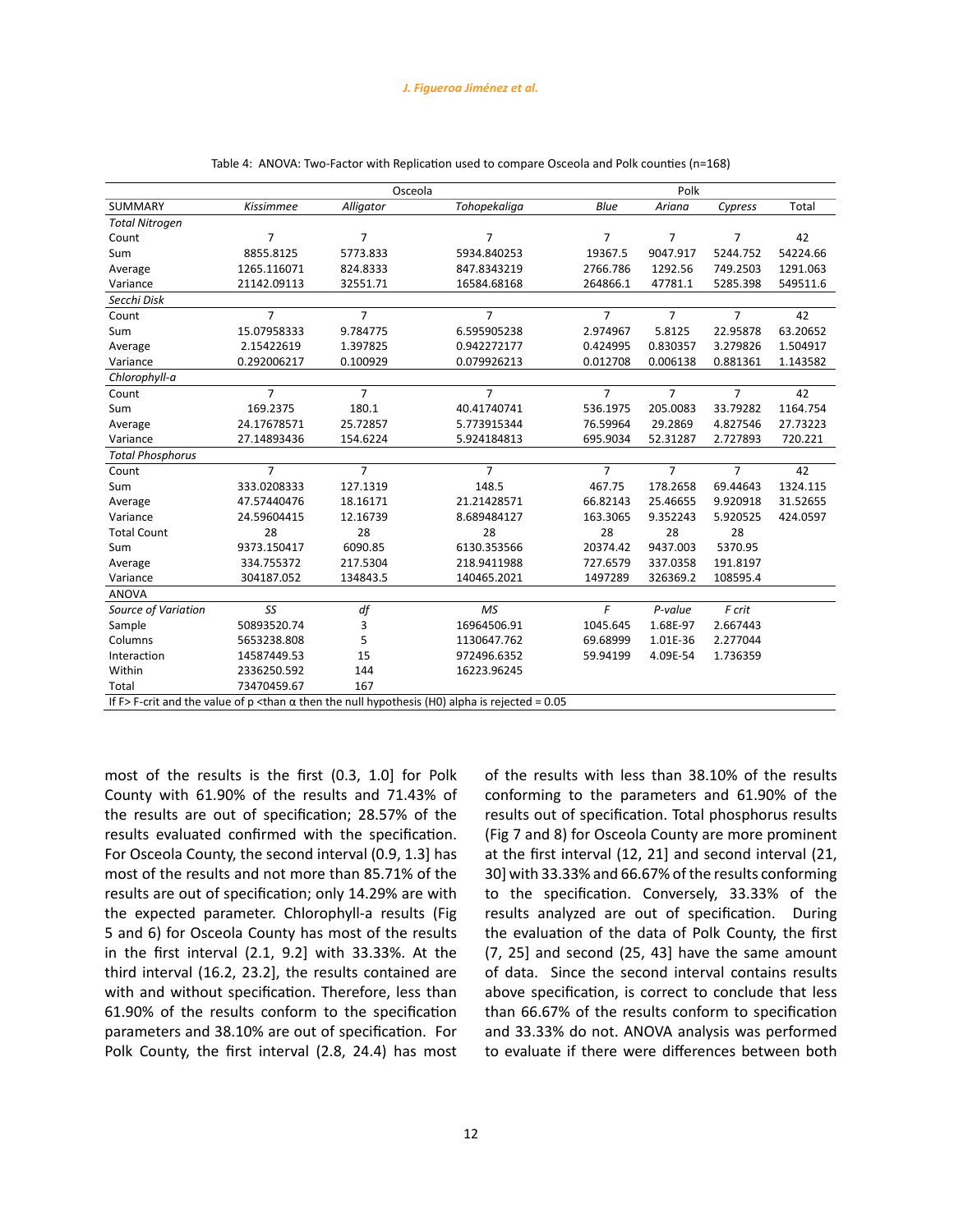Table 4: ANOVA: Two-Factor with Replication used to compare Osceola and Polk counties (n=168)

| | Osceola | | | Polk | | | |
|---|---|---|---|---|---|---|---|
| SUMMARY | *Kissimmee* | *Alligator* | *Tohopekaliga* | *Blue* | *Ariana* | *Cypress* | Total |
| *Total Nitrogen* | | | | | | | |
| Count | 7 | 7 | 7 | 7 | 7 | 7 | 42 |
| Sum | 8855.8125 | 5773.833 | 5934.840253 | 19367.5 | 9047.917 | 5244.752 | 54224.66 |
| Average | 1265.116071 | 824.8333 | 847.8343219 | 2766.786 | 1292.56 | 749.2503 | 1291.063 |
| Variance | 21142.09113 | 32551.71 | 16584.68168 | 264866.1 | 47781.1 | 5285.398 | 549511.6 |
| *Secchi Disk* | | | | | | | |
| Count | 7 | 7 | 7 | 7 | 7 | 7 | 42 |
| Sum | 15.07958333 | 9.784775 | 6.595905238 | 2.974967 | 5.8125 | 22.95878 | 63.20652 |
| Average | 2.15422619 | 1.397825 | 0.942272177 | 0.424995 | 0.830357 | 3.279826 | 1.504917 |
| Variance | 0.292006217 | 0.100929 | 0.079926213 | 0.012708 | 0.006138 | 0.881361 | 1.143582 |
| *Chlorophyll-a* | | | | | | | |
| Count | 7 | 7 | 7 | 7 | 7 | 7 | 42 |
| Sum | 169.2375 | 180.1 | 40.41740741 | 536.1975 | 205.0083 | 33.79282 | 1164.754 |
| Average | 24.17678571 | 25.72857 | 5.773915344 | 76.59964 | 29.2869 | 4.827546 | 27.73223 |
| Variance | 27.14893436 | 154.6224 | 5.924184813 | 695.9034 | 52.31287 | 2.727893 | 720.221 |
| *Total Phosphorus* | | | | | | | |
| Count | 7 | 7 | 7 | 7 | 7 | 7 | 42 |
| Sum | 333.0208333 | 127.1319 | 148.5 | 467.75 | 178.2658 | 69.44643 | 1324.115 |
| Average | 47.57440476 | 18.16171 | 21.21428571 | 66.82143 | 25.46655 | 9.920918 | 31.52655 |
| Variance | 24.59604415 | 12.16739 | 8.689484127 | 163.3065 | 9.352243 | 5.920525 | 424.0597 |
| Total Count | 28 | 28 | 28 | 28 | 28 | 28 | |
| Sum | 9373.150417 | 6090.85 | 6130.353566 | 20374.42 | 9437.003 | 5370.95 | |
| Average | 334.755372 | 217.5304 | 218.9411988 | 727.6579 | 337.0358 | 191.8197 | |
| Variance | 304187.052 | 134843.5 | 140465.2021 | 1497289 | 326369.2 | 108595.4 | |
| ANOVA | | | | | | | |
| *Source of Variation* | *SS* | *df* | *MS* | *F* | *P-value* | *F crit* | |
| Sample | 50893520.74 | 3 | 16964506.91 | 1045.645 | 1.68E-97 | 2.667443 | |
| Columns | 5653238.808 | 5 | 1130647.762 | 69.68999 | 1.01E-36 | 2.277044 | |
| Interaction | 14587449.53 | 15 | 972496.6352 | 59.94199 | 4.09E-54 | 1.736359 | |
| Within | 2336250.592 | 144 | 16223.96245 | | | | |
| Total | 73470459.67 | 167 | | | | | |

If F> F-crit and the value of p <than α then the null hypothesis (H0) alpha is rejected = 0.05

most of the results is the first (0.3, 1.0] for Polk County with 61.90% of the results and 71.43% of the results are out of specification; 28.57% of the results evaluated confirmed with the specification. For Osceola County, the second interval (0.9, 1.3] has most of the results and not more than 85.71% of the results are out of specification; only 14.29% are with the expected parameter. Chlorophyll-a results (Fig 5 and 6) for Osceola County has most of the results in the first interval (2.1, 9.2] with 33.33%. At the third interval [16.2, 23.2], the results contained are with and without specification. Therefore, less than 61.90% of the results conform to the specification parameters and 38.10% are out of specification. For Polk County, the first interval (2.8, 24.4) has most of the results with less than 38.10% of the results conforming to the parameters and 61.90% of the results out of specification. Total phosphorus results (Fig 7 and 8) for Osceola County are more prominent at the first interval (12, 21] and second interval (21, 30] with 33.33% and 66.67% of the results conforming to the specification. Conversely, 33.33% of the results analyzed are out of specification. During the evaluation of the data of Polk County, the first (7, 25] and second (25, 43] have the same amount of data. Since the second interval contains results above specification, is correct to conclude that less than 66.67% of the results conform to specification and 33.33% do not. ANOVA analysis was performed to evaluate if there were differences between both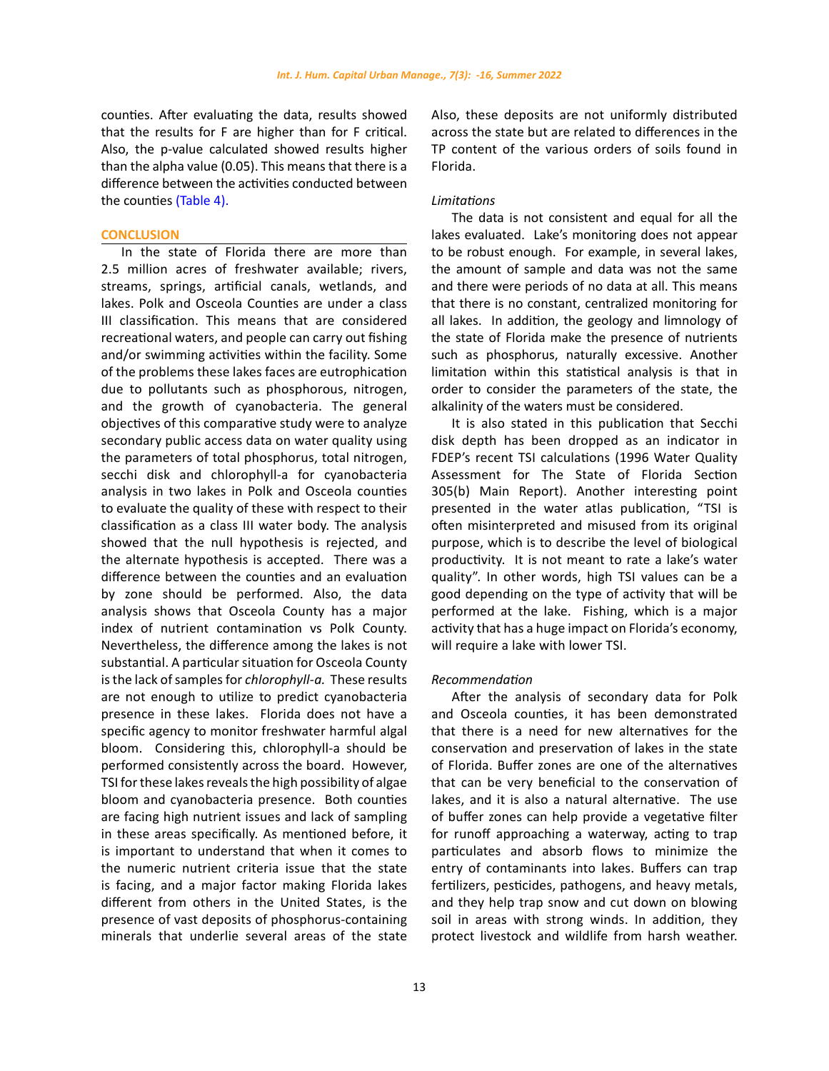counties. After evaluating the data, results showed that the results for F are higher than for F critical. Also, the p-value calculated showed results higher than the alpha value (0.05). This means that there is a difference between the activities conducted between the counties (Table 4).

## CONCLUSION

In the state of Florida there are more than 2.5 million acres of freshwater available; rivers, streams, springs, artificial canals, wetlands, and lakes. Polk and Osceola Counties are under a class III classification. This means that are considered recreational waters, and people can carry out fishing and/or swimming activities within the facility. Some of the problems these lakes faces are eutrophication due to pollutants such as phosphorous, nitrogen, and the growth of cyanobacteria. The general objectives of this comparative study were to analyze secondary public access data on water quality using the parameters of total phosphorus, total nitrogen, secchi disk and chlorophyll-a for cyanobacteria analysis in two lakes in Polk and Osceola counties to evaluate the quality of these with respect to their classification as a class III water body. The analysis showed that the null hypothesis is rejected, and the alternate hypothesis is accepted. There was a difference between the counties and an evaluation by zone should be performed. Also, the data analysis shows that Osceola County has a major index of nutrient contamination vs Polk County. Nevertheless, the difference among the lakes is not substantial. A particular situation for Osceola County is the lack of samples for *chlorophyll-a.* These results are not enough to utilize to predict cyanobacteria presence in these lakes. Florida does not have a specific agency to monitor freshwater harmful algal bloom. Considering this, chlorophyll-a should be performed consistently across the board. However, TSI for these lakes reveals the high possibility of algae bloom and cyanobacteria presence. Both counties are facing high nutrient issues and lack of sampling in these areas specifically. As mentioned before, it is important to understand that when it comes to the numeric nutrient criteria issue that the state is facing, and a major factor making Florida lakes different from others in the United States, is the presence of vast deposits of phosphorus-containing minerals that underlie several areas of the state Also, these deposits are not uniformly distributed across the state but are related to differences in the TP content of the various orders of soils found in Florida.

### *Limitations*

The data is not consistent and equal for all the lakes evaluated. Lake's monitoring does not appear to be robust enough. For example, in several lakes, the amount of sample and data was not the same and there were periods of no data at all. This means that there is no constant, centralized monitoring for all lakes. In addition, the geology and limnology of the state of Florida make the presence of nutrients such as phosphorus, naturally excessive. Another limitation within this statistical analysis is that in order to consider the parameters of the state, the alkalinity of the waters must be considered.

It is also stated in this publication that Secchi disk depth has been dropped as an indicator in FDEP's recent TSI calculations (1996 Water Quality Assessment for The State of Florida Section 305(b) Main Report). Another interesting point presented in the water atlas publication, "TSI is often misinterpreted and misused from its original purpose, which is to describe the level of biological productivity. It is not meant to rate a lake's water quality". In other words, high TSI values can be a good depending on the type of activity that will be performed at the lake. Fishing, which is a major activity that has a huge impact on Florida's economy, will require a lake with lower TSI.

### *Recommendation*

After the analysis of secondary data for Polk and Osceola counties, it has been demonstrated that there is a need for new alternatives for the conservation and preservation of lakes in the state of Florida. Buffer zones are one of the alternatives that can be very beneficial to the conservation of lakes, and it is also a natural alternative. The use of buffer zones can help provide a vegetative filter for runoff approaching a waterway, acting to trap particulates and absorb flows to minimize the entry of contaminants into lakes. Buffers can trap fertilizers, pesticides, pathogens, and heavy metals, and they help trap snow and cut down on blowing soil in areas with strong winds. In addition, they protect livestock and wildlife from harsh weather.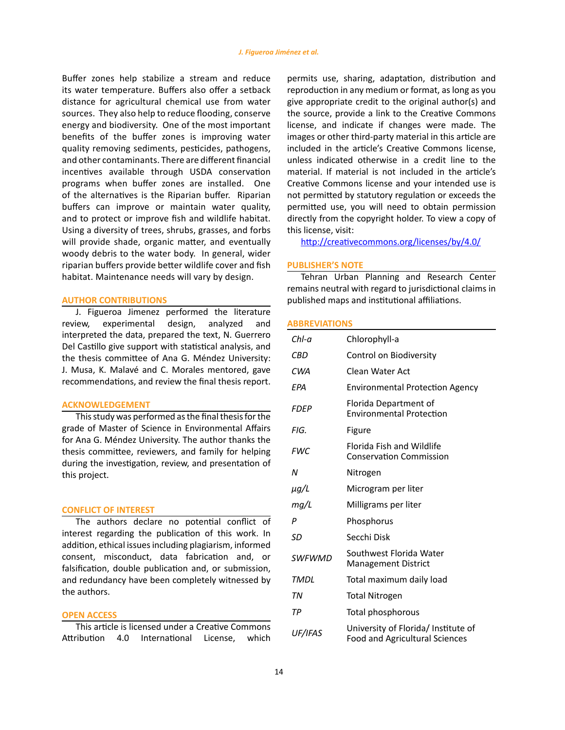Buffer zones help stabilize a stream and reduce its water temperature. Buffers also offer a setback distance for agricultural chemical use from water sources. They also help to reduce flooding, conserve energy and biodiversity. One of the most important benefits of the buffer zones is improving water quality removing sediments, pesticides, pathogens, and other contaminants. There are different financial incentives available through USDA conservation programs when buffer zones are installed. One of the alternatives is the Riparian buffer. Riparian buffers can improve or maintain water quality, and to protect or improve fish and wildlife habitat. Using a diversity of trees, shrubs, grasses, and forbs will provide shade, organic matter, and eventually woody debris to the water body. In general, wider riparian buffers provide better wildlife cover and fish habitat. Maintenance needs will vary by design.

## AUTHOR CONTRIBUTIONS

J. Figueroa Jimenez performed the literature review, experimental design, analyzed and interpreted the data, prepared the text, N. Guerrero Del Castillo give support with statistical analysis, and the thesis committee of Ana G. Méndez University: J. Musa, K. Malavé and C. Morales mentored, gave recommendations, and review the final thesis report.

## ACKNOWLEDGEMENT

This study was performed as the final thesis for the grade of Master of Science in Environmental Affairs for Ana G. Méndez University. The author thanks the thesis committee, reviewers, and family for helping during the investigation, review, and presentation of this project.

## CONFLICT OF INTEREST

The authors declare no potential conflict of interest regarding the publication of this work. In addition, ethical issues including plagiarism, informed consent, misconduct, data fabrication and, or falsification, double publication and, or submission, and redundancy have been completely witnessed by the authors.

## OPEN ACCESS

This article is licensed under a Creative Commons Attribution 4.0 International License, which permits use, sharing, adaptation, distribution and reproduction in any medium or format, as long as you give appropriate credit to the original author(s) and the source, provide a link to the Creative Commons license, and indicate if changes were made. The images or other third-party material in this article are included in the article's Creative Commons license, unless indicated otherwise in a credit line to the material. If material is not included in the article's Creative Commons license and your intended use is not permitted by statutory regulation or exceeds the permitted use, you will need to obtain permission directly from the copyright holder. To view a copy of this license, visit:

http://creativecommons.org/licenses/by/4.0/

## PUBLISHER'S NOTE

Tehran Urban Planning and Research Center remains neutral with regard to jurisdictional claims in published maps and institutional affiliations.

## ABBREVIATIONS

| | |
|---|---|
| *Chl-a* | Chlorophyll-a |
| *CBD* | Control on Biodiversity |
| *CWA* | Clean Water Act |
| *EPA* | Environmental Protection Agency |
| *FDEP* | Florida Department of Environmental Protection |
| *FIG.* | Figure |
| *FWC* | Florida Fish and Wildlife Conservation Commission |
| *N* | Nitrogen |
| *µg/L* | Microgram per liter |
| *mg/L* | Milligrams per liter |
| *P* | Phosphorus |
| *SD* | Secchi Disk |
| *SWFWMD* | Southwest Florida Water Management District |
| *TMDL* | Total maximum daily load |
| *TN* | Total Nitrogen |
| *TP* | Total phosphorous |
| *UF/IFAS* | University of Florida/ Institute of Food and Agricultural Sciences |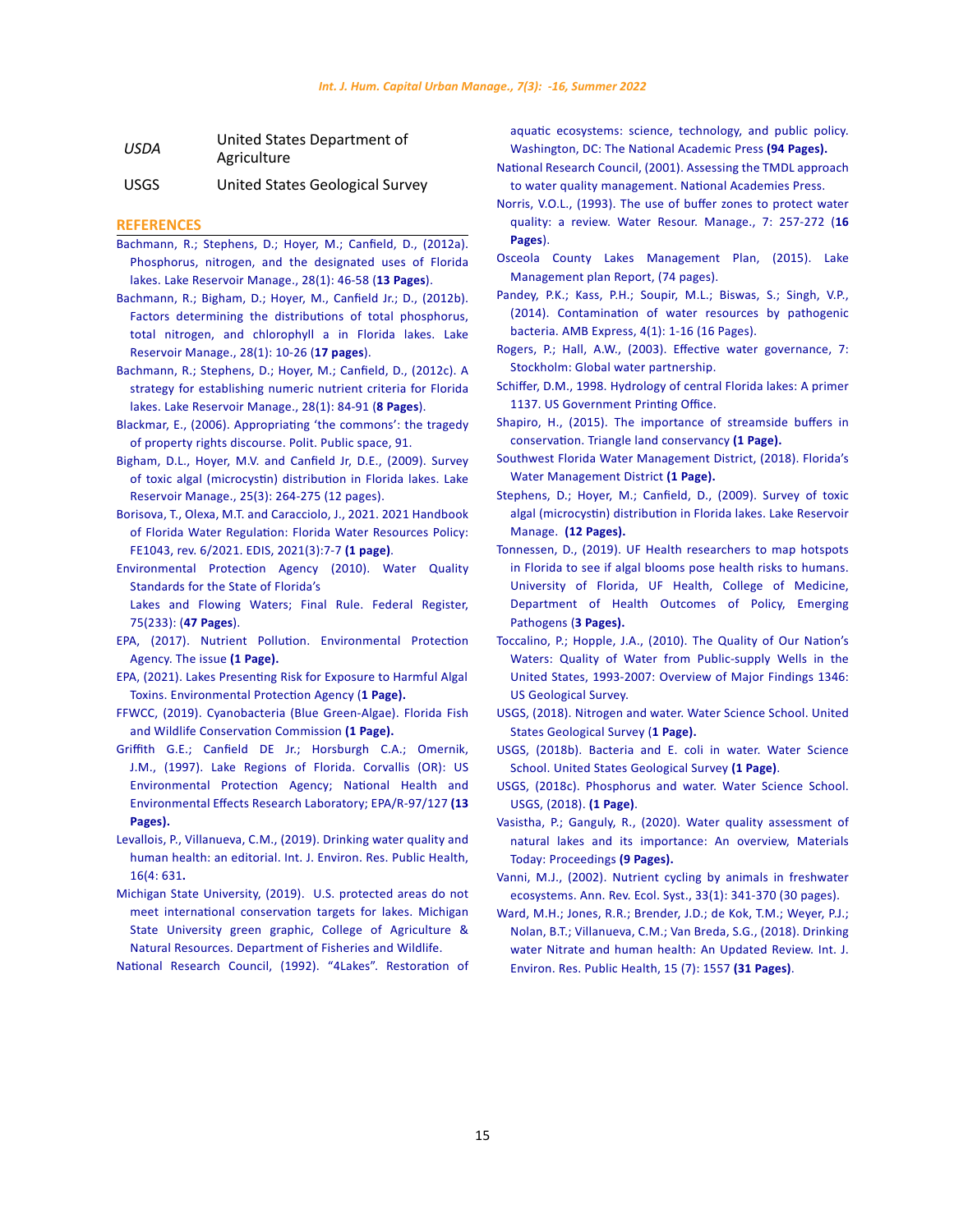| | |
|---|---|
| *USDA* | United States Department of Agriculture |
| USGS | United States Geological Survey |

## REFERENCES

Bachmann, R.; Stephens, D.; Hoyer, M.; Canfield, D., (2012a). Phosphorus, nitrogen, and the designated uses of Florida lakes. Lake Reservoir Manage., 28(1): 46-58 (**13 Pages**).

Bachmann, R.; Bigham, D.; Hoyer, M., Canfield Jr.; D., (2012b). Factors determining the distributions of total phosphorus, total nitrogen, and chlorophyll a in Florida lakes. Lake Reservoir Manage., 28(1): 10-26 (**17 pages**).

Bachmann, R.; Stephens, D.; Hoyer, M.; Canfield, D., (2012c). A strategy for establishing numeric nutrient criteria for Florida lakes. Lake Reservoir Manage., 28(1): 84-91 (**8 Pages**).

Blackmar, E., (2006). Appropriating 'the commons': the tragedy of property rights discourse. Polit. Public space, 91.

Bigham, D.L., Hoyer, M.V. and Canfield Jr, D.E., (2009). Survey of toxic algal (microcystin) distribution in Florida lakes. Lake Reservoir Manage., 25(3): 264-275 (12 pages).

Borisova, T., Olexa, M.T. and Caracciolo, J., 2021. 2021 Handbook of Florida Water Regulation: Florida Water Resources Policy: FE1043, rev. 6/2021. EDIS, 2021(3):7-7 (**1 page**).

Environmental Protection Agency (2010). Water Quality Standards for the State of Florida's Lakes and Flowing Waters; Final Rule. Federal Register, 75(233): (**47 Pages**).

EPA, (2017). Nutrient Pollution. Environmental Protection Agency. The issue **(1 Page).**

EPA, (2021). Lakes Presenting Risk for Exposure to Harmful Algal Toxins. Environmental Protection Agency (**1 Page).**

FFWCC, (2019). Cyanobacteria (Blue Green-Algae). Florida Fish and Wildlife Conservation Commission **(1 Page).**

Griffith G.E.; Canfield DE Jr.; Horsburgh C.A.; Omernik, J.M., (1997). Lake Regions of Florida. Corvallis (OR): US Environmental Protection Agency; National Health and Environmental Effects Research Laboratory; EPA/R-97/127 **(13 Pages).**

Levallois, P., Villanueva, C.M., (2019). Drinking water quality and human health: an editorial. Int. J. Environ. Res. Public Health, 16(4: 631**.**

Michigan State University, (2019). U.S. protected areas do not meet international conservation targets for lakes. Michigan State University green graphic, College of Agriculture & Natural Resources. Department of Fisheries and Wildlife.

National Research Council, (1992). "4Lakes". Restoration of aquatic ecosystems: science, technology, and public policy. Washington, DC: The National Academic Press **(94 Pages).**

National Research Council, (2001). Assessing the TMDL approach to water quality management. National Academies Press.

Norris, V.O.L., (1993). The use of buffer zones to protect water quality: a review. Water Resour. Manage., 7: 257-272 (**16 Pages**).

Osceola County Lakes Management Plan, (2015). Lake Management plan Report, (74 pages).

Pandey, P.K.; Kass, P.H.; Soupir, M.L.; Biswas, S.; Singh, V.P., (2014). Contamination of water resources by pathogenic bacteria. AMB Express, 4(1): 1-16 (16 Pages).

Rogers, P.; Hall, A.W., (2003). Effective water governance, 7: Stockholm: Global water partnership.

Schiffer, D.M., 1998. Hydrology of central Florida lakes: A primer 1137. US Government Printing Office.

Shapiro, H., (2015). The importance of streamside buffers in conservation. Triangle land conservancy **(1 Page).**

Southwest Florida Water Management District, (2018). Florida's Water Management District **(1 Page).**

Stephens, D.; Hoyer, M.; Canfield, D., (2009). Survey of toxic algal (microcystin) distribution in Florida lakes. Lake Reservoir Manage. **(12 Pages).**

Tonnessen, D., (2019). UF Health researchers to map hotspots in Florida to see if algal blooms pose health risks to humans. University of Florida, UF Health, College of Medicine, Department of Health Outcomes of Policy, Emerging Pathogens (**3 Pages).**

Toccalino, P.; Hopple, J.A., (2010). The Quality of Our Nation's Waters: Quality of Water from Public-supply Wells in the United States, 1993-2007: Overview of Major Findings 1346: US Geological Survey.

USGS, (2018). Nitrogen and water. Water Science School. United States Geological Survey (**1 Page).**

USGS, (2018b). Bacteria and E. coli in water. Water Science School. United States Geological Survey **(1 Page)**.

USGS, (2018c). Phosphorus and water. Water Science School. USGS, (2018). **(1 Page)**.

Vasistha, P.; Ganguly, R., (2020). Water quality assessment of natural lakes and its importance: An overview, Materials Today: Proceedings **(9 Pages).**

Vanni, M.J., (2002). Nutrient cycling by animals in freshwater ecosystems. Ann. Rev. Ecol. Syst., 33(1): 341-370 (30 pages).

Ward, M.H.; Jones, R.R.; Brender, J.D.; de Kok, T.M.; Weyer, P.J.; Nolan, B.T.; Villanueva, C.M.; Van Breda, S.G., (2018). Drinking water Nitrate and human health: An Updated Review. Int. J. Environ. Res. Public Health, 15 (7): 1557 **(31 Pages)**.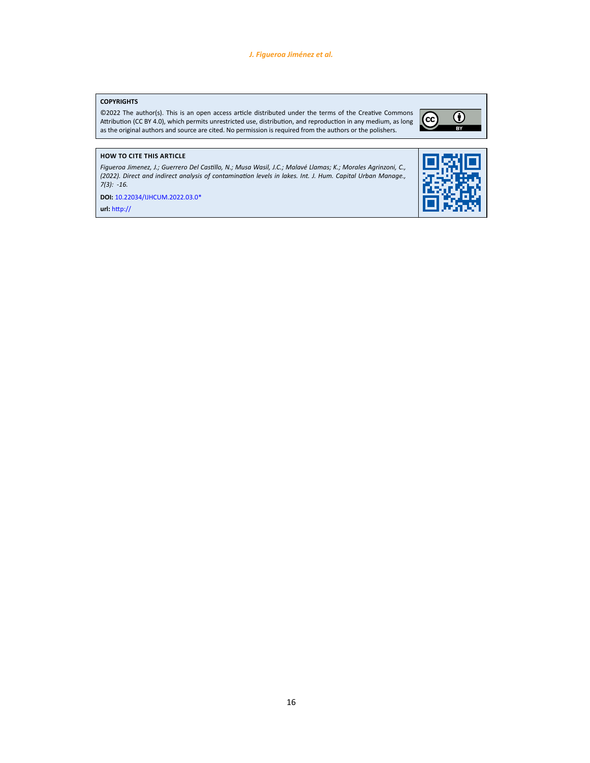**COPYRIGHTS**

©2022 The author(s). This is an open access article distributed under the terms of the Creative Commons Attribution (CC BY 4.0), which permits unrestricted use, distribution, and reproduction in any medium, as long as the original authors and source are cited. No permission is required from the authors or the polishers.

**HOW TO CITE THIS ARTICLE**

*Figueroa Jimenez, J.; Guerrero Del Castillo, N.; Musa Wasil, J.C.; Malavé Llamas; K.; Morales Agrinzoni, C., (2022). Direct and indirect analysis of contamination levels in lakes. Int. J. Hum. Capital Urban Manage., 7(3): -16.*

**DOI:** 10.22034/IJHCUM.2022.03.0*

**url:** http://